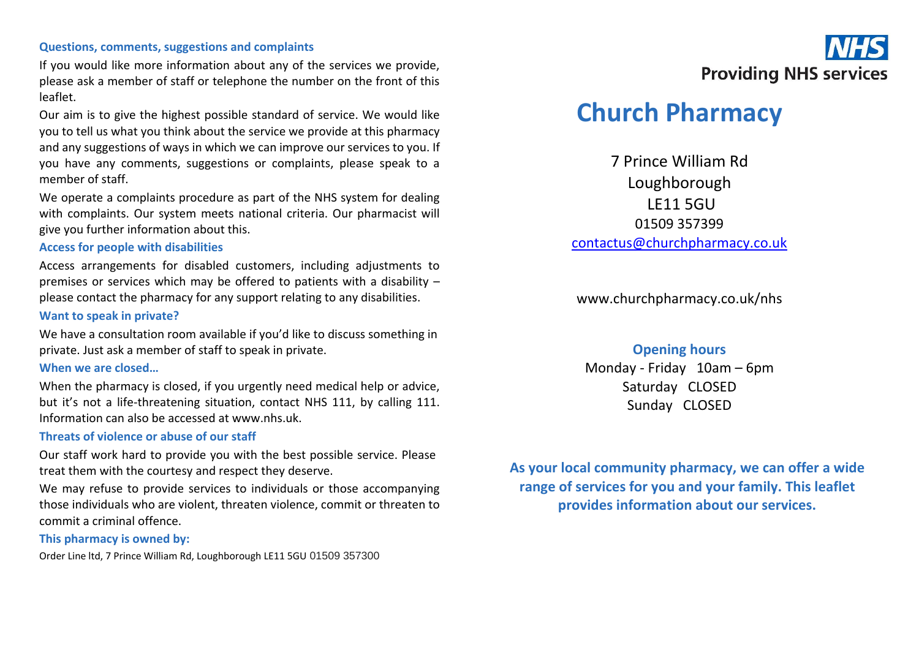### Questions, comments, suggestions and complaints

If you would like more information about any of the services we provide, please ask a member of staff or telephone the number on the front of this leaflet.

Our aim is to give the highest possible standard of service. We would like you to tell us what you think about the service we provide at this pharmacy and any suggestions of ways in which we can improve our services to you. If you have any comments, suggestions or complaints, please speak to a member of staff.

We operate a complaints procedure as part of the NHS system for dealing with complaints. Our system meets national criteria. Our pharmacist will give you further information about this.

### Access for people with disabilities

Access arrangements for disabled customers, including adjustments to premises or services which may be offered to patients with a disability – please contact the pharmacy for any support relating to any disabilities.

### Want to speak in private?

We have a consultation room available if you'd like to discuss something in private. Just ask a member of staff to speak in private.

### When we are closed…

When the pharmacy is closed, if you urgently need medical help or advice, but it's not a life-threatening situation, contact NHS 111, by calling 111. Information can also be accessed at www.nhs.uk.

### Threats of violence or abuse of our staff

Our staff work hard to provide you with the best possible service. Please treat them with the courtesy and respect they deserve.

We may refuse to provide services to individuals or those accompanying those individuals who are violent, threaten violence, commit or threaten to commit a criminal offence.

### This pharmacy is owned by:

Order Line ltd, 7 Prince William Rd, Loughborough LE11 5GU 01509 357300

**NHS**

**Providing NHS services**

# Church Pharmacy

7 Prince William Rd
Loughborough
LE11 5GU
01509 357399
contactus@churchpharmacy.co.uk

www.churchpharmacy.co.uk/nhs

### Opening hours

Monday - Friday 10am – 6pm
Saturday CLOSED
Sunday CLOSED

**As your local community pharmacy, we can offer a wide range of services for you and your family. This leaflet provides information about our services.**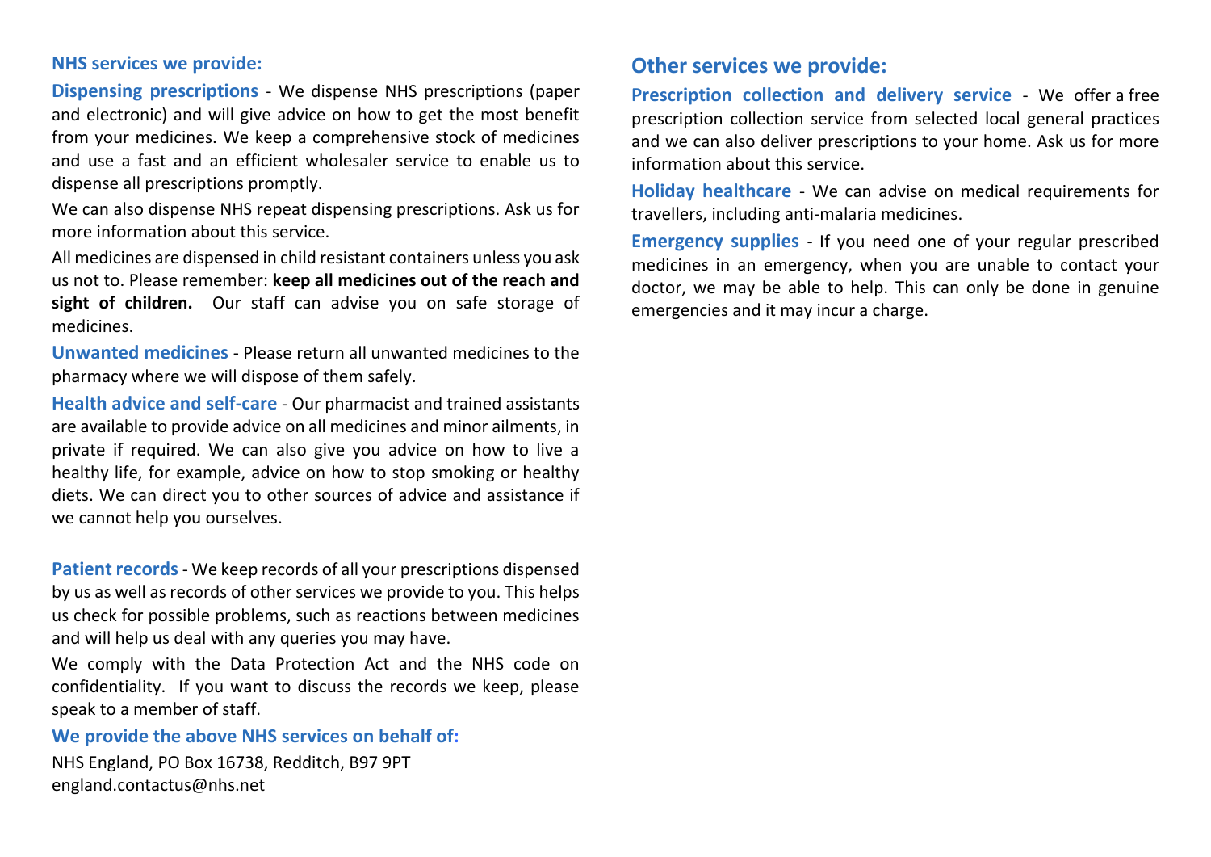## NHS services we provide:

**Dispensing prescriptions** - We dispense NHS prescriptions (paper and electronic) and will give advice on how to get the most benefit from your medicines. We keep a comprehensive stock of medicines and use a fast and an efficient wholesaler service to enable us to dispense all prescriptions promptly.

We can also dispense NHS repeat dispensing prescriptions. Ask us for more information about this service.

All medicines are dispensed in child resistant containers unless you ask us not to. Please remember: **keep all medicines out of the reach and sight of children.** Our staff can advise you on safe storage of medicines.

**Unwanted medicines** - Please return all unwanted medicines to the pharmacy where we will dispose of them safely.

**Health advice and self-care** - Our pharmacist and trained assistants are available to provide advice on all medicines and minor ailments, in private if required. We can also give you advice on how to live a healthy life, for example, advice on how to stop smoking or healthy diets. We can direct you to other sources of advice and assistance if we cannot help you ourselves.

**Patient records** - We keep records of all your prescriptions dispensed by us as well as records of other services we provide to you. This helps us check for possible problems, such as reactions between medicines and will help us deal with any queries you may have.

We comply with the Data Protection Act and the NHS code on confidentiality. If you want to discuss the records we keep, please speak to a member of staff.

**We provide the above NHS services on behalf of:**

NHS England, PO Box 16738, Redditch, B97 9PT
england.contactus@nhs.net

## Other services we provide:

**Prescription collection and delivery service** - We offer a free prescription collection service from selected local general practices and we can also deliver prescriptions to your home. Ask us for more information about this service.

**Holiday healthcare** - We can advise on medical requirements for travellers, including anti-malaria medicines.

**Emergency supplies** - If you need one of your regular prescribed medicines in an emergency, when you are unable to contact your doctor, we may be able to help. This can only be done in genuine emergencies and it may incur a charge.